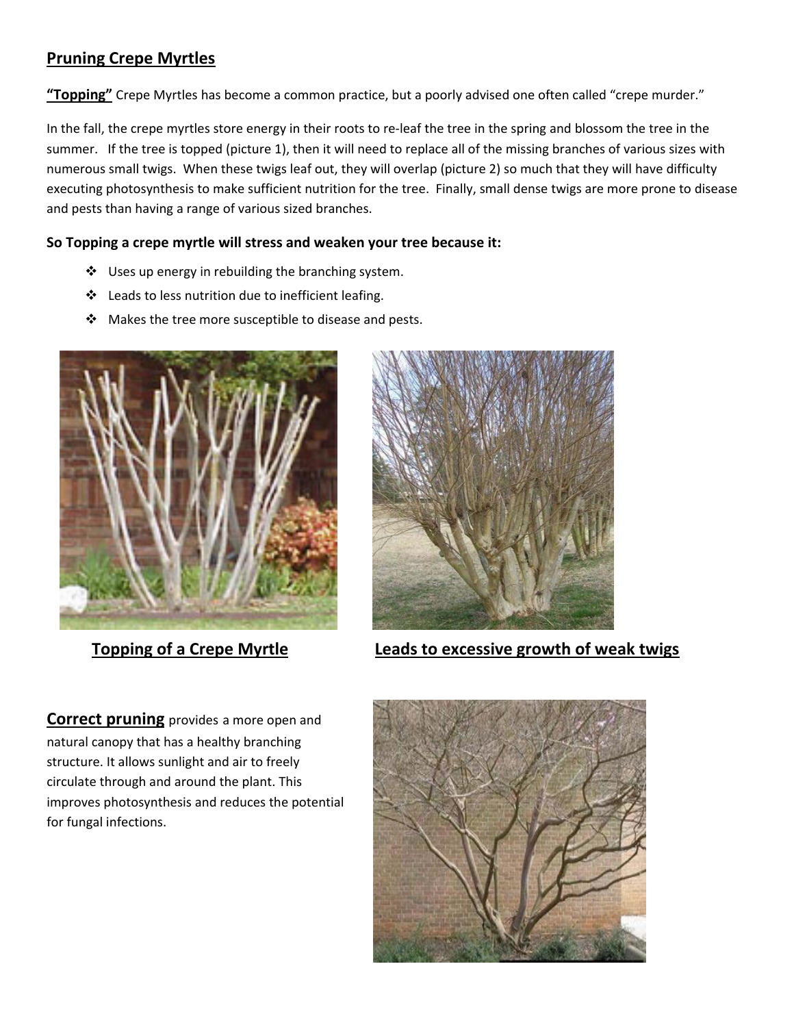## Pruning Crepe Myrtles

**"Topping"** Crepe Myrtles has become a common practice, but a poorly advised one often called "crepe murder."

In the fall, the crepe myrtles store energy in their roots to re-leaf the tree in the spring and blossom the tree in the summer. If the tree is topped (picture 1), then it will need to replace all of the missing branches of various sizes with numerous small twigs. When these twigs leaf out, they will overlap (picture 2) so much that they will have difficulty executing photosynthesis to make sufficient nutrition for the tree. Finally, small dense twigs are more prone to disease and pests than having a range of various sized branches.

**So Topping a crepe myrtle will stress and weaken your tree because it:**

- Uses up energy in rebuilding the branching system.
- Leads to less nutrition due to inefficient leafing.
- Makes the tree more susceptible to disease and pests.

**Topping of a Crepe Myrtle**

**Leads to excessive growth of weak twigs**

**Correct pruning** provides a more open and natural canopy that has a healthy branching structure. It allows sunlight and air to freely circulate through and around the plant. This improves photosynthesis and reduces the potential for fungal infections.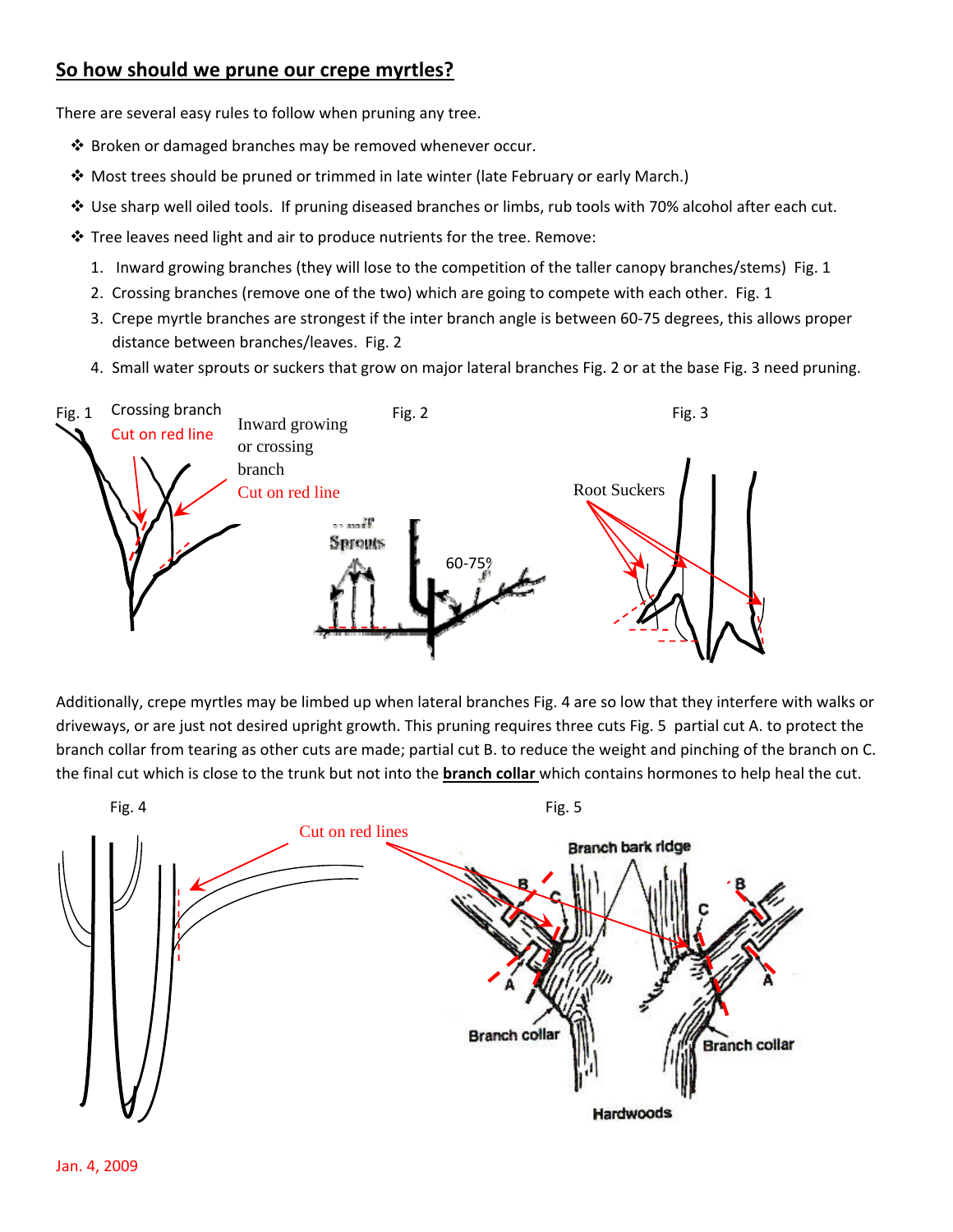## So how should we prune our crepe myrtles?

There are several easy rules to follow when pruning any tree.

- ❖ Broken or damaged branches may be removed whenever occur.
- ❖ Most trees should be pruned or trimmed in late winter (late February or early March.)
- ❖ Use sharp well oiled tools. If pruning diseased branches or limbs, rub tools with 70% alcohol after each cut.
- ❖ Tree leaves need light and air to produce nutrients for the tree. Remove:
  1. Inward growing branches (they will lose to the competition of the taller canopy branches/stems) Fig. 1
  2. Crossing branches (remove one of the two) which are going to compete with each other. Fig. 1
  3. Crepe myrtle branches are strongest if the inter branch angle is between 60-75 degrees, this allows proper distance between branches/leaves. Fig. 2
  4. Small water sprouts or suckers that grow on major lateral branches Fig. 2 or at the base Fig. 3 need pruning.

Fig. 1

Crossing branch
Cut on red line

Inward growing or crossing branch
Cut on red line

Fig. 2

Sprouts

60-75º

Fig. 3

Root Suckers

Additionally, crepe myrtles may be limbed up when lateral branches Fig. 4 are so low that they interfere with walks or driveways, or are just not desired upright growth. This pruning requires three cuts Fig. 5 partial cut A. to protect the branch collar from tearing as other cuts are made; partial cut B. to reduce the weight and pinching of the branch on C. the final cut which is close to the trunk but not into the **branch collar** which contains hormones to help heal the cut.

Fig. 4

Cut on red lines

Fig. 5

Branch bark ridge

B

C

A

Branch collar

Hardwoods

Jan. 4, 2009